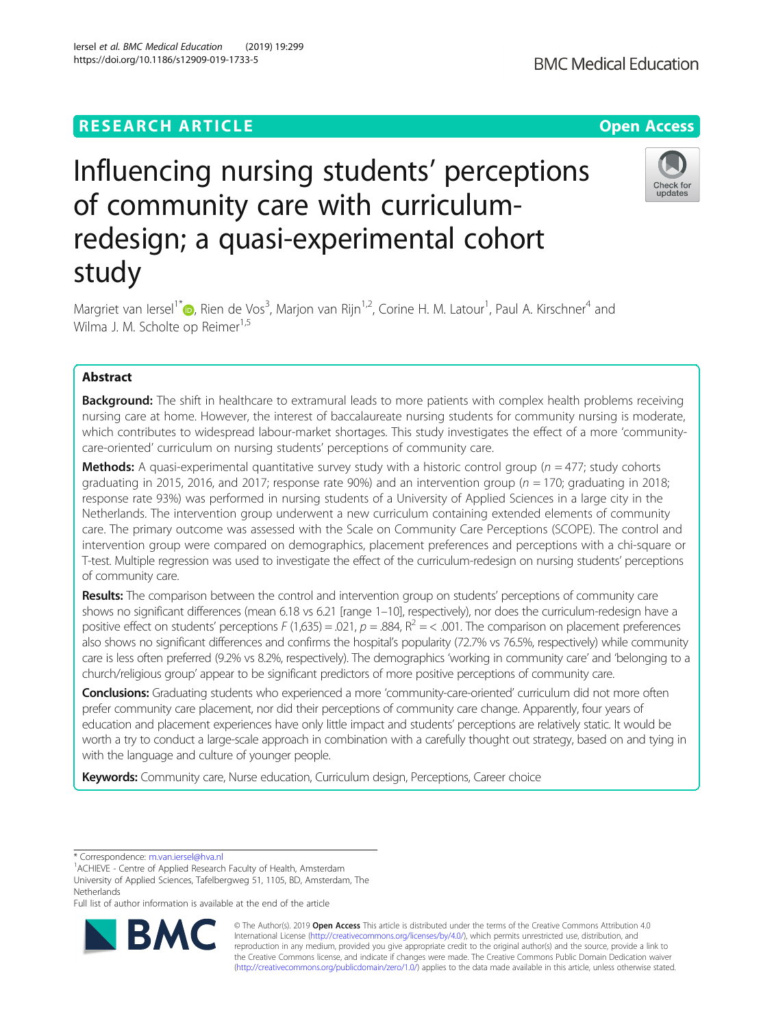RESEARCH ARTICLE

Open Access

# Influencing nursing students' perceptions of community care with curriculum-redesign; a quasi-experimental cohort study

Margriet van Iersel[1*], Rien de Vos[3], Marjon van Rijn[1,2], Corine H. M. Latour[1], Paul A. Kirschner[4] and Wilma J. M. Scholte op Reimer[1,5]

## Abstract

**Background:** The shift in healthcare to extramural leads to more patients with complex health problems receiving nursing care at home. However, the interest of baccalaureate nursing students for community nursing is moderate, which contributes to widespread labour-market shortages. This study investigates the effect of a more 'community-care-oriented' curriculum on nursing students' perceptions of community care.

**Methods:** A quasi-experimental quantitative survey study with a historic control group ($n = 477$; study cohorts graduating in 2015, 2016, and 2017; response rate 90%) and an intervention group ($n = 170$; graduating in 2018; response rate 93%) was performed in nursing students of a University of Applied Sciences in a large city in the Netherlands. The intervention group underwent a new curriculum containing extended elements of community care. The primary outcome was assessed with the Scale on Community Care Perceptions (SCOPE). The control and intervention group were compared on demographics, placement preferences and perceptions with a chi-square or T-test. Multiple regression was used to investigate the effect of the curriculum-redesign on nursing students' perceptions of community care.

**Results:** The comparison between the control and intervention group on students' perceptions of community care shows no significant differences (mean 6.18 vs 6.21 [range 1–10], respectively), nor does the curriculum-redesign have a positive effect on students' perceptions $F(1{,}635) = .021$, $p = .884$, $R^2 = < .001$. The comparison on placement preferences also shows no significant differences and confirms the hospital's popularity (72.7% vs 76.5%, respectively) while community care is less often preferred (9.2% vs 8.2%, respectively). The demographics 'working in community care' and 'belonging to a church/religious group' appear to be significant predictors of more positive perceptions of community care.

**Conclusions:** Graduating students who experienced a more 'community-care-oriented' curriculum did not more often prefer community care placement, nor did their perceptions of community care change. Apparently, four years of education and placement experiences have only little impact and students' perceptions are relatively static. It would be worth a try to conduct a large-scale approach in combination with a carefully thought out strategy, based on and tying in with the language and culture of younger people.

**Keywords:** Community care, Nurse education, Curriculum design, Perceptions, Career choice

---

* Correspondence: m.van.iersel@hva.nl
[1]ACHIEVE - Centre of Applied Research Faculty of Health, Amsterdam University of Applied Sciences, Tafelbergweg 51, 1105, BD, Amsterdam, The Netherlands
Full list of author information is available at the end of the article

© The Author(s). 2019 **Open Access** This article is distributed under the terms of the Creative Commons Attribution 4.0 International License (http://creativecommons.org/licenses/by/4.0/), which permits unrestricted use, distribution, and reproduction in any medium, provided you give appropriate credit to the original author(s) and the source, provide a link to the Creative Commons license, and indicate if changes were made. The Creative Commons Public Domain Dedication waiver (http://creativecommons.org/publicdomain/zero/1.0/) applies to the data made available in this article, unless otherwise stated.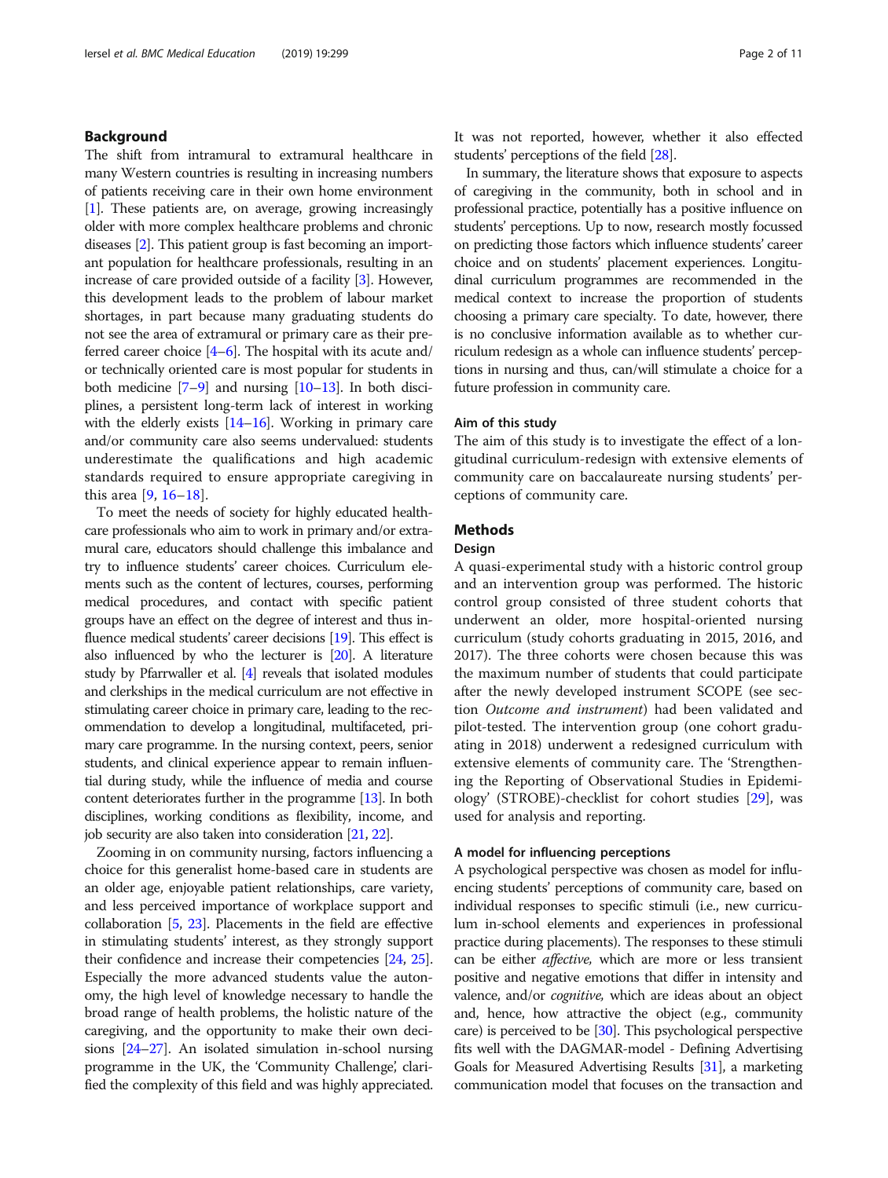## Background

The shift from intramural to extramural healthcare in many Western countries is resulting in increasing numbers of patients receiving care in their own home environment [1]. These patients are, on average, growing increasingly older with more complex healthcare problems and chronic diseases [2]. This patient group is fast becoming an important population for healthcare professionals, resulting in an increase of care provided outside of a facility [3]. However, this development leads to the problem of labour market shortages, in part because many graduating students do not see the area of extramural or primary care as their preferred career choice [4–6]. The hospital with its acute and/or technically oriented care is most popular for students in both medicine [7–9] and nursing [10–13]. In both disciplines, a persistent long-term lack of interest in working with the elderly exists [14–16]. Working in primary care and/or community care also seems undervalued: students underestimate the qualifications and high academic standards required to ensure appropriate caregiving in this area [9, 16–18].

To meet the needs of society for highly educated healthcare professionals who aim to work in primary and/or extramural care, educators should challenge this imbalance and try to influence students' career choices. Curriculum elements such as the content of lectures, courses, performing medical procedures, and contact with specific patient groups have an effect on the degree of interest and thus influence medical students' career decisions [19]. This effect is also influenced by who the lecturer is [20]. A literature study by Pfarrwaller et al. [4] reveals that isolated modules and clerkships in the medical curriculum are not effective in stimulating career choice in primary care, leading to the recommendation to develop a longitudinal, multifaceted, primary care programme. In the nursing context, peers, senior students, and clinical experience appear to remain influential during study, while the influence of media and course content deteriorates further in the programme [13]. In both disciplines, working conditions as flexibility, income, and job security are also taken into consideration [21, 22].

Zooming in on community nursing, factors influencing a choice for this generalist home-based care in students are an older age, enjoyable patient relationships, care variety, and less perceived importance of workplace support and collaboration [5, 23]. Placements in the field are effective in stimulating students' interest, as they strongly support their confidence and increase their competencies [24, 25]. Especially the more advanced students value the autonomy, the high level of knowledge necessary to handle the broad range of health problems, the holistic nature of the caregiving, and the opportunity to make their own decisions [24–27]. An isolated simulation in-school nursing programme in the UK, the 'Community Challenge', clarified the complexity of this field and was highly appreciated. It was not reported, however, whether it also effected students' perceptions of the field [28].

In summary, the literature shows that exposure to aspects of caregiving in the community, both in school and in professional practice, potentially has a positive influence on students' perceptions. Up to now, research mostly focussed on predicting those factors which influence students' career choice and on students' placement experiences. Longitudinal curriculum programmes are recommended in the medical context to increase the proportion of students choosing a primary care specialty. To date, however, there is no conclusive information available as to whether curriculum redesign as a whole can influence students' perceptions in nursing and thus, can/will stimulate a choice for a future profession in community care.

### Aim of this study

The aim of this study is to investigate the effect of a longitudinal curriculum-redesign with extensive elements of community care on baccalaureate nursing students' perceptions of community care.

## Methods

### Design

A quasi-experimental study with a historic control group and an intervention group was performed. The historic control group consisted of three student cohorts that underwent an older, more hospital-oriented nursing curriculum (study cohorts graduating in 2015, 2016, and 2017). The three cohorts were chosen because this was the maximum number of students that could participate after the newly developed instrument SCOPE (see section *Outcome and instrument*) had been validated and pilot-tested. The intervention group (one cohort graduating in 2018) underwent a redesigned curriculum with extensive elements of community care. The 'Strengthening the Reporting of Observational Studies in Epidemiology' (STROBE)-checklist for cohort studies [29], was used for analysis and reporting.

### A model for influencing perceptions

A psychological perspective was chosen as model for influencing students' perceptions of community care, based on individual responses to specific stimuli (i.e., new curriculum in-school elements and experiences in professional practice during placements). The responses to these stimuli can be either *affective,* which are more or less transient positive and negative emotions that differ in intensity and valence, and/or *cognitive,* which are ideas about an object and, hence, how attractive the object (e.g., community care) is perceived to be [30]. This psychological perspective fits well with the DAGMAR-model - Defining Advertising Goals for Measured Advertising Results [31], a marketing communication model that focuses on the transaction and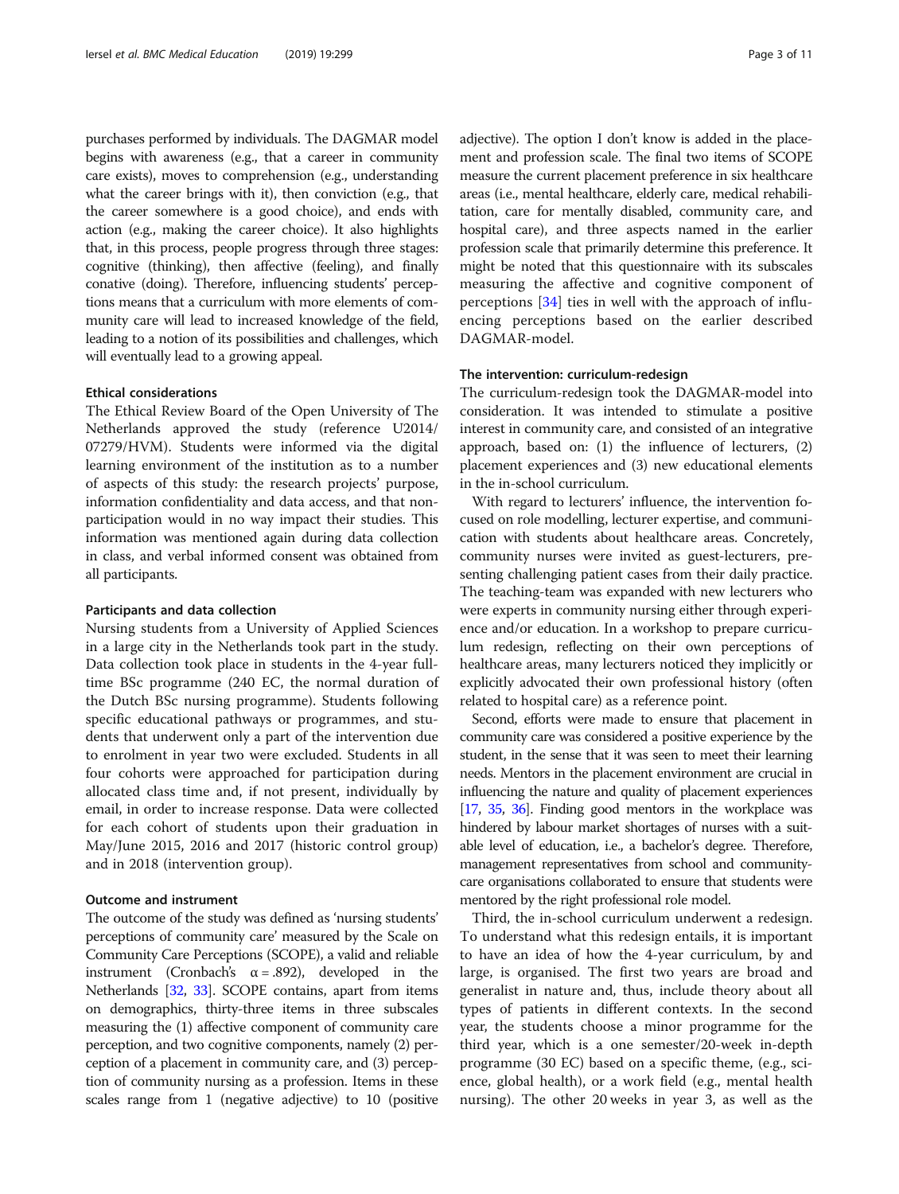purchases performed by individuals. The DAGMAR model begins with awareness (e.g., that a career in community care exists), moves to comprehension (e.g., understanding what the career brings with it), then conviction (e.g., that the career somewhere is a good choice), and ends with action (e.g., making the career choice). It also highlights that, in this process, people progress through three stages: cognitive (thinking), then affective (feeling), and finally conative (doing). Therefore, influencing students' perceptions means that a curriculum with more elements of community care will lead to increased knowledge of the field, leading to a notion of its possibilities and challenges, which will eventually lead to a growing appeal.

#### Ethical considerations

The Ethical Review Board of the Open University of The Netherlands approved the study (reference U2014/07279/HVM). Students were informed via the digital learning environment of the institution as to a number of aspects of this study: the research projects' purpose, information confidentiality and data access, and that non-participation would in no way impact their studies. This information was mentioned again during data collection in class, and verbal informed consent was obtained from all participants.

#### Participants and data collection

Nursing students from a University of Applied Sciences in a large city in the Netherlands took part in the study. Data collection took place in students in the 4-year full-time BSc programme (240 EC, the normal duration of the Dutch BSc nursing programme). Students following specific educational pathways or programmes, and students that underwent only a part of the intervention due to enrolment in year two were excluded. Students in all four cohorts were approached for participation during allocated class time and, if not present, individually by email, in order to increase response. Data were collected for each cohort of students upon their graduation in May/June 2015, 2016 and 2017 (historic control group) and in 2018 (intervention group).

#### Outcome and instrument

The outcome of the study was defined as 'nursing students' perceptions of community care' measured by the Scale on Community Care Perceptions (SCOPE), a valid and reliable instrument (Cronbach's $\alpha = .892$), developed in the Netherlands [32, 33]. SCOPE contains, apart from items on demographics, thirty-three items in three subscales measuring the (1) affective component of community care perception, and two cognitive components, namely (2) perception of a placement in community care, and (3) perception of community nursing as a profession. Items in these scales range from 1 (negative adjective) to 10 (positive adjective). The option I don't know is added in the placement and profession scale. The final two items of SCOPE measure the current placement preference in six healthcare areas (i.e., mental healthcare, elderly care, medical rehabilitation, care for mentally disabled, community care, and hospital care), and three aspects named in the earlier profession scale that primarily determine this preference. It might be noted that this questionnaire with its subscales measuring the affective and cognitive component of perceptions [34] ties in well with the approach of influencing perceptions based on the earlier described DAGMAR-model.

### The intervention: curriculum-redesign

The curriculum-redesign took the DAGMAR-model into consideration. It was intended to stimulate a positive interest in community care, and consisted of an integrative approach, based on: (1) the influence of lecturers, (2) placement experiences and (3) new educational elements in the in-school curriculum.

With regard to lecturers' influence, the intervention focused on role modelling, lecturer expertise, and communication with students about healthcare areas. Concretely, community nurses were invited as guest-lecturers, presenting challenging patient cases from their daily practice. The teaching-team was expanded with new lecturers who were experts in community nursing either through experience and/or education. In a workshop to prepare curriculum redesign, reflecting on their own perceptions of healthcare areas, many lecturers noticed they implicitly or explicitly advocated their own professional history (often related to hospital care) as a reference point.

Second, efforts were made to ensure that placement in community care was considered a positive experience by the student, in the sense that it was seen to meet their learning needs. Mentors in the placement environment are crucial in influencing the nature and quality of placement experiences [17, 35, 36]. Finding good mentors in the workplace was hindered by labour market shortages of nurses with a suitable level of education, i.e., a bachelor's degree. Therefore, management representatives from school and community-care organisations collaborated to ensure that students were mentored by the right professional role model.

Third, the in-school curriculum underwent a redesign. To understand what this redesign entails, it is important to have an idea of how the 4-year curriculum, by and large, is organised. The first two years are broad and generalist in nature and, thus, include theory about all types of patients in different contexts. In the second year, the students choose a minor programme for the third year, which is a one semester/20-week in-depth programme (30 EC) based on a specific theme, (e.g., science, global health), or a work field (e.g., mental health nursing). The other 20 weeks in year 3, as well as the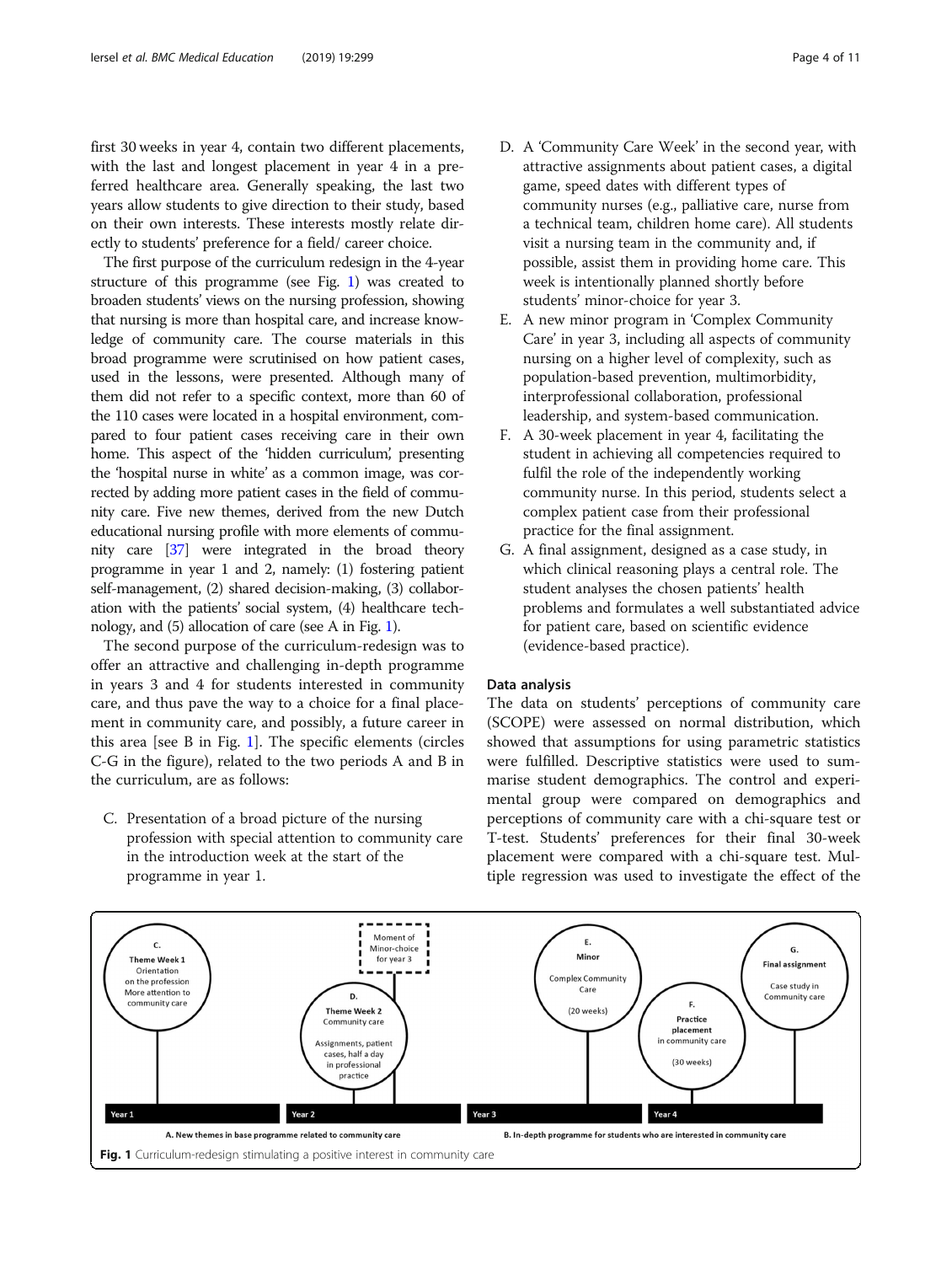first 30 weeks in year 4, contain two different placements, with the last and longest placement in year 4 in a preferred healthcare area. Generally speaking, the last two years allow students to give direction to their study, based on their own interests. These interests mostly relate directly to students' preference for a field/ career choice.

The first purpose of the curriculum redesign in the 4-year structure of this programme (see Fig. 1) was created to broaden students' views on the nursing profession, showing that nursing is more than hospital care, and increase knowledge of community care. The course materials in this broad programme were scrutinised on how patient cases, used in the lessons, were presented. Although many of them did not refer to a specific context, more than 60 of the 110 cases were located in a hospital environment, compared to four patient cases receiving care in their own home. This aspect of the 'hidden curriculum', presenting the 'hospital nurse in white' as a common image, was corrected by adding more patient cases in the field of community care. Five new themes, derived from the new Dutch educational nursing profile with more elements of community care [37] were integrated in the broad theory programme in year 1 and 2, namely: (1) fostering patient self-management, (2) shared decision-making, (3) collaboration with the patients' social system, (4) healthcare technology, and (5) allocation of care (see A in Fig. 1).

The second purpose of the curriculum-redesign was to offer an attractive and challenging in-depth programme in years 3 and 4 for students interested in community care, and thus pave the way to a choice for a final placement in community care, and possibly, a future career in this area [see B in Fig. 1]. The specific elements (circles C-G in the figure), related to the two periods A and B in the curriculum, are as follows:

C. Presentation of a broad picture of the nursing profession with special attention to community care in the introduction week at the start of the programme in year 1.

D. A 'Community Care Week' in the second year, with attractive assignments about patient cases, a digital game, speed dates with different types of community nurses (e.g., palliative care, nurse from a technical team, children home care). All students visit a nursing team in the community and, if possible, assist them in providing home care. This week is intentionally planned shortly before students' minor-choice for year 3.

E. A new minor program in 'Complex Community Care' in year 3, including all aspects of community nursing on a higher level of complexity, such as population-based prevention, multimorbidity, interprofessional collaboration, professional leadership, and system-based communication.

F. A 30-week placement in year 4, facilitating the student in achieving all competencies required to fulfil the role of the independently working community nurse. In this period, students select a complex patient case from their professional practice for the final assignment.

G. A final assignment, designed as a case study, in which clinical reasoning plays a central role. The student analyses the chosen patients' health problems and formulates a well substantiated advice for patient care, based on scientific evidence (evidence-based practice).

## Data analysis

The data on students' perceptions of community care (SCOPE) were assessed on normal distribution, which showed that assumptions for using parametric statistics were fulfilled. Descriptive statistics were used to summarise student demographics. The control and experimental group were compared on demographics and perceptions of community care with a chi-square test or T-test. Students' preferences for their final 30-week placement were compared with a chi-square test. Multiple regression was used to investigate the effect of the

C. Theme Week 1: Orientation on the profession. More attention to community care

D. Theme Week 2: Community care. Assignments, patient cases, half a day in professional practice

Moment of Minor-choice for year 3

E. Minor: Complex Community Care (20 weeks)

F. Practice placement in community care (30 weeks)

G. Final assignment: Case study in Community care

Year 1 | Year 2 | Year 3 | Year 4

A. New themes in base programme related to community care

B. In-depth programme for students who are interested in community care

**Fig. 1** Curriculum-redesign stimulating a positive interest in community care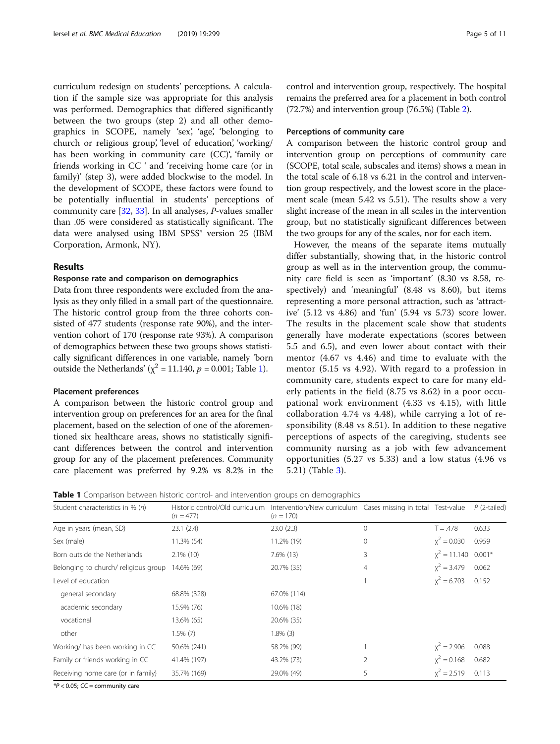curriculum redesign on students' perceptions. A calculation if the sample size was appropriate for this analysis was performed. Demographics that differed significantly between the two groups (step 2) and all other demographics in SCOPE, namely 'sex', 'age', 'belonging to church or religious group', 'level of education', 'working/ has been working in community care (CC)', 'family or friends working in CC ' and 'receiving home care (or in family)' (step 3), were added blockwise to the model. In the development of SCOPE, these factors were found to be potentially influential in students' perceptions of community care [32, 33]. In all analyses, *P*-values smaller than .05 were considered as statistically significant. The data were analysed using IBM SPSS® version 25 (IBM Corporation, Armonk, NY).

## Results

### Response rate and comparison on demographics

Data from three respondents were excluded from the analysis as they only filled in a small part of the questionnaire. The historic control group from the three cohorts consisted of 477 students (response rate 90%), and the intervention cohort of 170 (response rate 93%). A comparison of demographics between these two groups shows statistically significant differences in one variable, namely 'born outside the Netherlands' ($\chi^2 = 11.140$, $p = 0.001$; Table 1).

### Placement preferences

A comparison between the historic control group and intervention group on preferences for an area for the final placement, based on the selection of one of the aforementioned six healthcare areas, shows no statistically significant differences between the control and intervention group for any of the placement preferences. Community care placement was preferred by 9.2% vs 8.2% in the control and intervention group, respectively. The hospital remains the preferred area for a placement in both control (72.7%) and intervention group (76.5%) (Table 2).

### Perceptions of community care

A comparison between the historic control group and intervention group on perceptions of community care (SCOPE, total scale, subscales and items) shows a mean in the total scale of 6.18 vs 6.21 in the control and intervention group respectively, and the lowest score in the placement scale (mean 5.42 vs 5.51). The results show a very slight increase of the mean in all scales in the intervention group, but no statistically significant differences between the two groups for any of the scales, nor for each item.

However, the means of the separate items mutually differ substantially, showing that, in the historic control group as well as in the intervention group, the community care field is seen as 'important' (8.30 vs 8.58, respectively) and 'meaningful' (8.48 vs 8.60), but items representing a more personal attraction, such as 'attractive' (5.12 vs 4.86) and 'fun' (5.94 vs 5.73) score lower. The results in the placement scale show that students generally have moderate expectations (scores between 5.5 and 6.5), and even lower about contact with their mentor (4.67 vs 4.46) and time to evaluate with the mentor (5.15 vs 4.92). With regard to a profession in community care, students expect to care for many elderly patients in the field (8.75 vs 8.62) in a poor occupational work environment (4.33 vs 4.15), with little collaboration 4.74 vs 4.48), while carrying a lot of responsibility (8.48 vs 8.51). In addition to these negative perceptions of aspects of the caregiving, students see community nursing as a job with few advancement opportunities (5.27 vs 5.33) and a low status (4.96 vs 5.21) (Table 3).

**Table 1** Comparison between historic control- and intervention groups on demographics

| Student characteristics in % (*n*) | Historic control/Old curriculum ($n = 477$) | Intervention/New curriculum ($n = 170$) | Cases missing in total | Test-value | *P* (2-tailed) |
|---|---|---|---|---|---|
| Age in years (mean, SD) | 23.1 (2.4) | 23.0 (2.3) | 0 | T = .478 | 0.633 |
| Sex (male) | 11.3% (54) | 11.2% (19) | 0 | $\chi^2 = 0.030$ | 0.959 |
| Born outside the Netherlands | 2.1% (10) | 7.6% (13) | 3 | $\chi^2 = 11.140$ | 0.001* |
| Belonging to church/ religious group | 14.6% (69) | 20.7% (35) | 4 | $\chi^2 = 3.479$ | 0.062 |
| Level of education | | | 1 | $\chi^2 = 6.703$ | 0.152 |
| general secondary | 68.8% (328) | 67.0% (114) | | | |
| academic secondary | 15.9% (76) | 10.6% (18) | | | |
| vocational | 13.6% (65) | 20.6% (35) | | | |
| other | 1.5% (7) | 1.8% (3) | | | |
| Working/ has been working in CC | 50.6% (241) | 58.2% (99) | 1 | $\chi^2 = 2.906$ | 0.088 |
| Family or friends working in CC | 41.4% (197) | 43.2% (73) | 2 | $\chi^2 = 0.168$ | 0.682 |
| Receiving home care (or in family) | 35.7% (169) | 29.0% (49) | 5 | $\chi^2 = 2.519$ | 0.113 |

*$P < 0.05$; CC = community care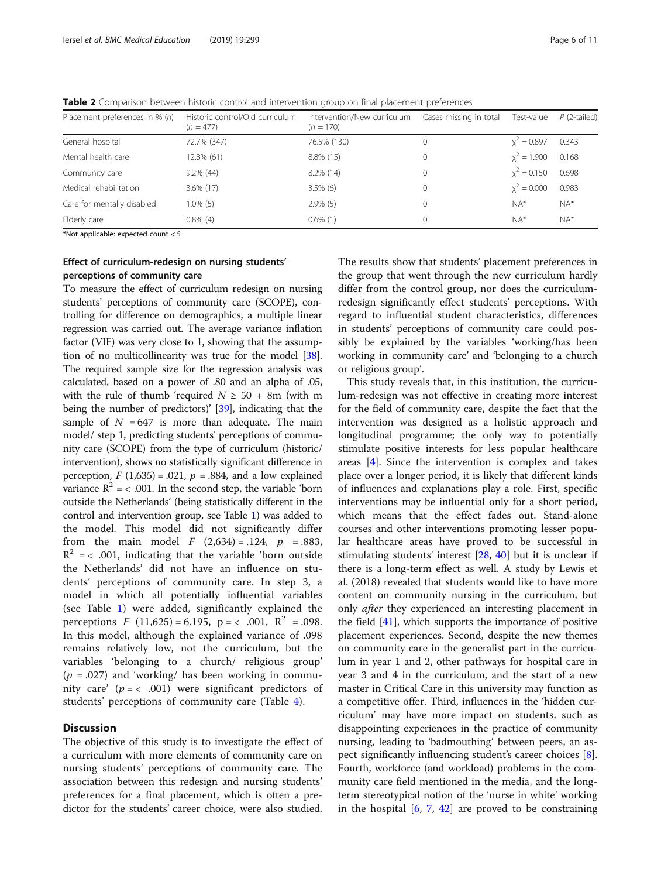**Table 2** Comparison between historic control and intervention group on final placement preferences

| Placement preferences in % (n) | Historic control/Old curriculum ($n$ = 477) | Intervention/New curriculum ($n$ = 170) | Cases missing in total | Test-value | $P$ (2-tailed) |
|---|---|---|---|---|---|
| General hospital | 72.7% (347) | 76.5% (130) | 0 | $\chi^2 = 0.897$ | 0.343 |
| Mental health care | 12.8% (61) | 8.8% (15) | 0 | $\chi^2 = 1.900$ | 0.168 |
| Community care | 9.2% (44) | 8.2% (14) | 0 | $\chi^2 = 0.150$ | 0.698 |
| Medical rehabilitation | 3.6% (17) | 3.5% (6) | 0 | $\chi^2 = 0.000$ | 0.983 |
| Care for mentally disabled | 1.0% (5) | 2.9% (5) | 0 | NA* | NA* |
| Elderly care | 0.8% (4) | 0.6% (1) | 0 | NA* | NA* |

*Not applicable: expected count < 5

### Effect of curriculum-redesign on nursing students' perceptions of community care

To measure the effect of curriculum redesign on nursing students' perceptions of community care (SCOPE), controlling for difference on demographics, a multiple linear regression was carried out. The average variance inflation factor (VIF) was very close to 1, showing that the assumption of no multicollinearity was true for the model [38]. The required sample size for the regression analysis was calculated, based on a power of .80 and an alpha of .05, with the rule of thumb 'required $N \geq 50 + 8m$ (with m being the number of predictors)' [39], indicating that the sample of $N = 647$ is more than adequate. The main model/ step 1, predicting students' perceptions of community care (SCOPE) from the type of curriculum (historic/ intervention), shows no statistically significant difference in perception, $F$ (1,635) = .021, $p$ = .884, and a low explained variance $R^2 = < .001$. In the second step, the variable 'born outside the Netherlands' (being statistically different in the control and intervention group, see Table 1) was added to the model. This model did not significantly differ from the main model $F$ (2,634) = .124, $p$ = .883, $R^2 = < .001$, indicating that the variable 'born outside the Netherlands' did not have an influence on students' perceptions of community care. In step 3, a model in which all potentially influential variables (see Table 1) were added, significantly explained the perceptions $F$ (11,625) = 6.195, $p = < .001$, $R^2 = .098$. In this model, although the explained variance of .098 remains relatively low, not the curriculum, but the variables 'belonging to a church/ religious group' ($p$ = .027) and 'working/ has been working in community care' ($p = < .001$) were significant predictors of students' perceptions of community care (Table 4).

## Discussion

The objective of this study is to investigate the effect of a curriculum with more elements of community care on nursing students' perceptions of community care. The association between this redesign and nursing students' preferences for a final placement, which is often a predictor for the students' career choice, were also studied. The results show that students' placement preferences in the group that went through the new curriculum hardly differ from the control group, nor does the curriculum-redesign significantly effect students' perceptions. With regard to influential student characteristics, differences in students' perceptions of community care could possibly be explained by the variables 'working/has been working in community care' and 'belonging to a church or religious group'.

This study reveals that, in this institution, the curriculum-redesign was not effective in creating more interest for the field of community care, despite the fact that the intervention was designed as a holistic approach and longitudinal programme; the only way to potentially stimulate positive interests for less popular healthcare areas [4]. Since the intervention is complex and takes place over a longer period, it is likely that different kinds of influences and explanations play a role. First, specific interventions may be influential only for a short period, which means that the effect fades out. Stand-alone courses and other interventions promoting lesser popular healthcare areas have proved to be successful in stimulating students' interest [28, 40] but it is unclear if there is a long-term effect as well. A study by Lewis et al. (2018) revealed that students would like to have more content on community nursing in the curriculum, but only *after* they experienced an interesting placement in the field [41], which supports the importance of positive placement experiences. Second, despite the new themes on community care in the generalist part in the curriculum in year 1 and 2, other pathways for hospital care in year 3 and 4 in the curriculum, and the start of a new master in Critical Care in this university may function as a competitive offer. Third, influences in the 'hidden curriculum' may have more impact on students, such as disappointing experiences in the practice of community nursing, leading to 'badmouthing' between peers, an aspect significantly influencing student's career choices [8]. Fourth, workforce (and workload) problems in the community care field mentioned in the media, and the long-term stereotypical notion of the 'nurse in white' working in the hospital [6, 7, 42] are proved to be constraining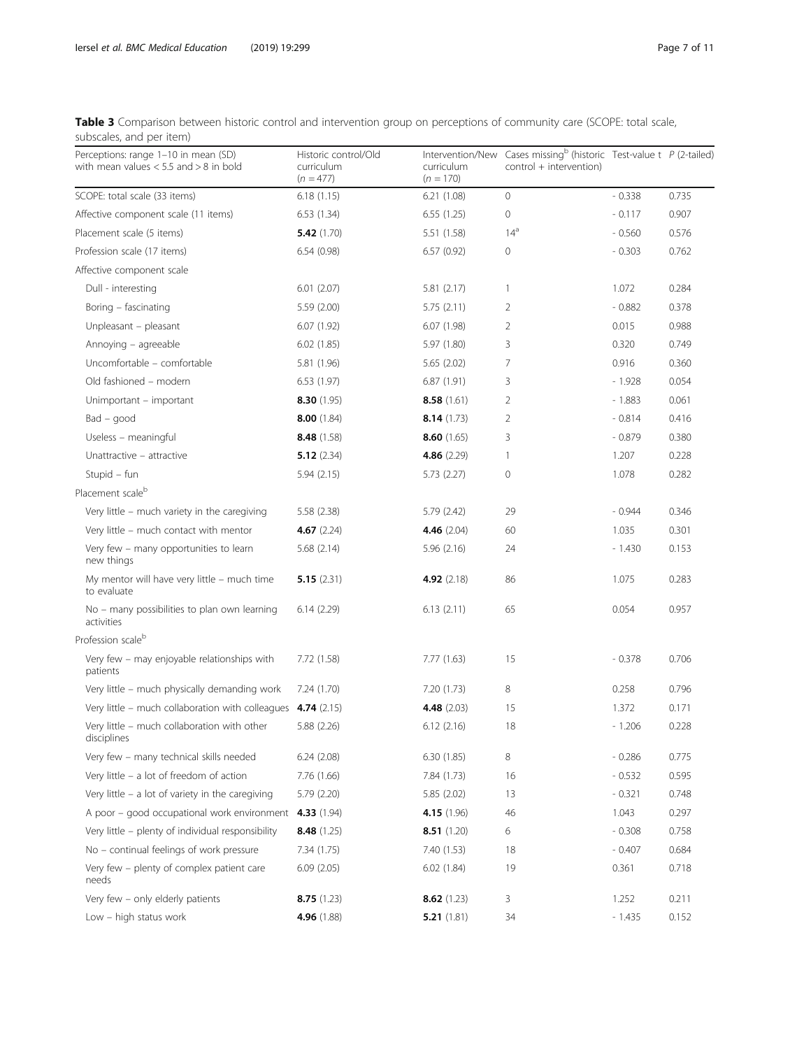**Table 3** Comparison between historic control and intervention group on perceptions of community care (SCOPE: total scale, subscales, and per item)

| Perceptions: range 1–10 in mean (SD) with mean values < 5.5 and > 8 in bold | Historic control/Old curriculum ($n = 477$) | Intervention/New curriculum ($n = 170$) | Cases missing[b] (historic control + intervention) | Test-value t | P (2-tailed) |
|---|---|---|---|---|---|
| SCOPE: total scale (33 items) | 6.18 (1.15) | 6.21 (1.08) | 0 | - 0.338 | 0.735 |
| Affective component scale (11 items) | 6.53 (1.34) | 6.55 (1.25) | 0 | - 0.117 | 0.907 |
| Placement scale (5 items) | **5.42** (1.70) | 5.51 (1.58) | 14[a] | - 0.560 | 0.576 |
| Profession scale (17 items) | 6.54 (0.98) | 6.57 (0.92) | 0 | - 0.303 | 0.762 |
| Affective component scale | | | | | |
| Dull - interesting | 6.01 (2.07) | 5.81 (2.17) | 1 | 1.072 | 0.284 |
| Boring – fascinating | 5.59 (2.00) | 5.75 (2.11) | 2 | - 0.882 | 0.378 |
| Unpleasant – pleasant | 6.07 (1.92) | 6.07 (1.98) | 2 | 0.015 | 0.988 |
| Annoying – agreeable | 6.02 (1.85) | 5.97 (1.80) | 3 | 0.320 | 0.749 |
| Uncomfortable – comfortable | 5.81 (1.96) | 5.65 (2.02) | 7 | 0.916 | 0.360 |
| Old fashioned – modern | 6.53 (1.97) | 6.87 (1.91) | 3 | - 1.928 | 0.054 |
| Unimportant – important | **8.30** (1.95) | **8.58** (1.61) | 2 | - 1.883 | 0.061 |
| Bad – good | **8.00** (1.84) | **8.14** (1.73) | 2 | - 0.814 | 0.416 |
| Useless – meaningful | **8.48** (1.58) | **8.60** (1.65) | 3 | - 0.879 | 0.380 |
| Unattractive – attractive | **5.12** (2.34) | **4.86** (2.29) | 1 | 1.207 | 0.228 |
| Stupid – fun | 5.94 (2.15) | 5.73 (2.27) | 0 | 1.078 | 0.282 |
| Placement scale[b] | | | | | |
| Very little – much variety in the caregiving | 5.58 (2.38) | 5.79 (2.42) | 29 | - 0.944 | 0.346 |
| Very little – much contact with mentor | **4.67** (2.24) | **4.46** (2.04) | 60 | 1.035 | 0.301 |
| Very few – many opportunities to learn new things | 5.68 (2.14) | 5.96 (2.16) | 24 | - 1.430 | 0.153 |
| My mentor will have very little – much time to evaluate | **5.15** (2.31) | **4.92** (2.18) | 86 | 1.075 | 0.283 |
| No – many possibilities to plan own learning activities | 6.14 (2.29) | 6.13 (2.11) | 65 | 0.054 | 0.957 |
| Profession scale[b] | | | | | |
| Very few – may enjoyable relationships with patients | 7.72 (1.58) | 7.77 (1.63) | 15 | - 0.378 | 0.706 |
| Very little – much physically demanding work | 7.24 (1.70) | 7.20 (1.73) | 8 | 0.258 | 0.796 |
| Very little – much collaboration with colleagues | **4.74** (2.15) | **4.48** (2.03) | 15 | 1.372 | 0.171 |
| Very little – much collaboration with other disciplines | 5.88 (2.26) | 6.12 (2.16) | 18 | - 1.206 | 0.228 |
| Very few – many technical skills needed | 6.24 (2.08) | 6.30 (1.85) | 8 | - 0.286 | 0.775 |
| Very little – a lot of freedom of action | 7.76 (1.66) | 7.84 (1.73) | 16 | - 0.532 | 0.595 |
| Very little – a lot of variety in the caregiving | 5.79 (2.20) | 5.85 (2.02) | 13 | - 0.321 | 0.748 |
| A poor – good occupational work environment | **4.33** (1.94) | **4.15** (1.96) | 46 | 1.043 | 0.297 |
| Very little – plenty of individual responsibility | **8.48** (1.25) | **8.51** (1.20) | 6 | - 0.308 | 0.758 |
| No – continual feelings of work pressure | 7.34 (1.75) | 7.40 (1.53) | 18 | - 0.407 | 0.684 |
| Very few – plenty of complex patient care needs | 6.09 (2.05) | 6.02 (1.84) | 19 | 0.361 | 0.718 |
| Very few – only elderly patients | **8.75** (1.23) | **8.62** (1.23) | 3 | 1.252 | 0.211 |
| Low – high status work | **4.96** (1.88) | **5.21** (1.81) | 34 | - 1.435 | 0.152 |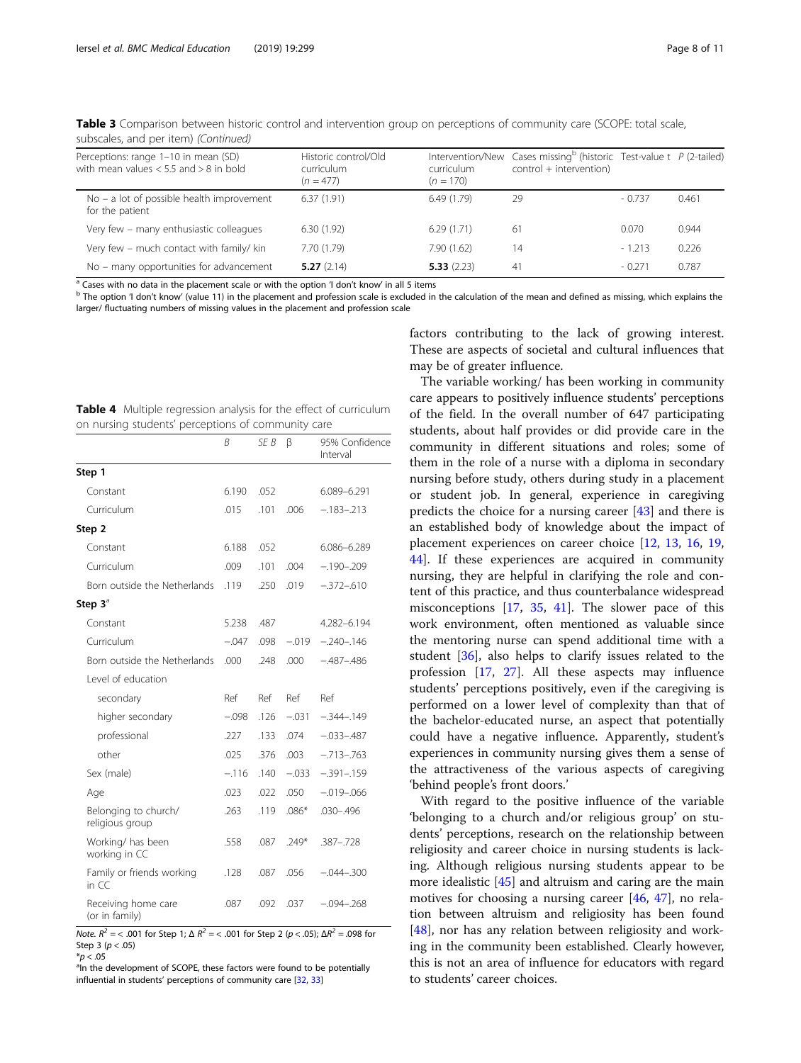**Table 3** Comparison between historic control and intervention group on perceptions of community care (SCOPE: total scale, subscales, and per item) *(Continued)*

| Perceptions: range 1–10 in mean (SD) with mean values < 5.5 and > 8 in bold | Historic control/Old curriculum (*n* = 477) | Intervention/New curriculum (*n* = 170) | Cases missing[b] (historic control + intervention) | Test-value t | *P* (2-tailed) |
|---|---|---|---|---|---|
| No – a lot of possible health improvement for the patient | 6.37 (1.91) | 6.49 (1.79) | 29 | - 0.737 | 0.461 |
| Very few – many enthusiastic colleagues | 6.30 (1.92) | 6.29 (1.71) | 61 | 0.070 | 0.944 |
| Very few – much contact with family/ kin | 7.70 (1.79) | 7.90 (1.62) | 14 | - 1.213 | 0.226 |
| No – many opportunities for advancement | **5.27** (2.14) | **5.33** (2.23) | 41 | - 0.271 | 0.787 |

[a] Cases with no data in the placement scale or with the option 'I don't know' in all 5 items

[b] The option 'I don't know' (value 11) in the placement and profession scale is excluded in the calculation of the mean and defined as missing, which explains the larger/ fluctuating numbers of missing values in the placement and profession scale

**Table 4** Multiple regression analysis for the effect of curriculum on nursing students' perceptions of community care

| | *B* | *SE B* | β | 95% Confidence Interval |
|---|---|---|---|---|
| **Step 1** | | | | |
| Constant | 6.190 | .052 | | 6.089–6.291 |
| Curriculum | .015 | .101 | .006 | −.183–.213 |
| **Step 2** | | | | |
| Constant | 6.188 | .052 | | 6.086–6.289 |
| Curriculum | .009 | .101 | .004 | −.190–.209 |
| Born outside the Netherlands | .119 | .250 | .019 | −.372–.610 |
| **Step 3**[a] | | | | |
| Constant | 5.238 | .487 | | 4.282–6.194 |
| Curriculum | −.047 | .098 | −.019 | −.240–.146 |
| Born outside the Netherlands | .000 | .248 | .000 | −.487–.486 |
| Level of education | | | | |
| secondary | Ref | Ref | Ref | Ref |
| higher secondary | −.098 | .126 | −.031 | −.344–.149 |
| professional | .227 | .133 | .074 | −.033–.487 |
| other | .025 | .376 | .003 | −.713–.763 |
| Sex (male) | −.116 | .140 | −.033 | −.391–.159 |
| Age | .023 | .022 | .050 | −.019–.066 |
| Belonging to church/ religious group | .263 | .119 | .086* | .030–.496 |
| Working/ has been working in CC | .558 | .087 | .249* | .387–.728 |
| Family or friends working in CC | .128 | .087 | .056 | −.044–.300 |
| Receiving home care (or in family) | .087 | .092 | .037 | −.094–.268 |

*Note.* $R^2 = < .001$ for Step 1; $\Delta R^2 = < .001$ for Step 2 ($p < .05$); $\Delta R^2 = .098$ for Step 3 ($p < .05$)

*$p < .05$

[a]In the development of SCOPE, these factors were found to be potentially influential in students' perceptions of community care [32, 33]

factors contributing to the lack of growing interest. These are aspects of societal and cultural influences that may be of greater influence.

The variable working/ has been working in community care appears to positively influence students' perceptions of the field. In the overall number of 647 participating students, about half provides or did provide care in the community in different situations and roles; some of them in the role of a nurse with a diploma in secondary nursing before study, others during study in a placement or student job. In general, experience in caregiving predicts the choice for a nursing career [43] and there is an established body of knowledge about the impact of placement experiences on career choice [12, 13, 16, 19, 44]. If these experiences are acquired in community nursing, they are helpful in clarifying the role and content of this practice, and thus counterbalance widespread misconceptions [17, 35, 41]. The slower pace of this work environment, often mentioned as valuable since the mentoring nurse can spend additional time with a student [36], also helps to clarify issues related to the profession [17, 27]. All these aspects may influence students' perceptions positively, even if the caregiving is performed on a lower level of complexity than that of the bachelor-educated nurse, an aspect that potentially could have a negative influence. Apparently, student's experiences in community nursing gives them a sense of the attractiveness of the various aspects of caregiving 'behind people's front doors.'

With regard to the positive influence of the variable 'belonging to a church and/or religious group' on students' perceptions, research on the relationship between religiosity and career choice in nursing students is lacking. Although religious nursing students appear to be more idealistic [45] and altruism and caring are the main motives for choosing a nursing career [46, 47], no relation between altruism and religiosity has been found [48], nor has any relation between religiosity and working in the community been established. Clearly however, this is not an area of influence for educators with regard to students' career choices.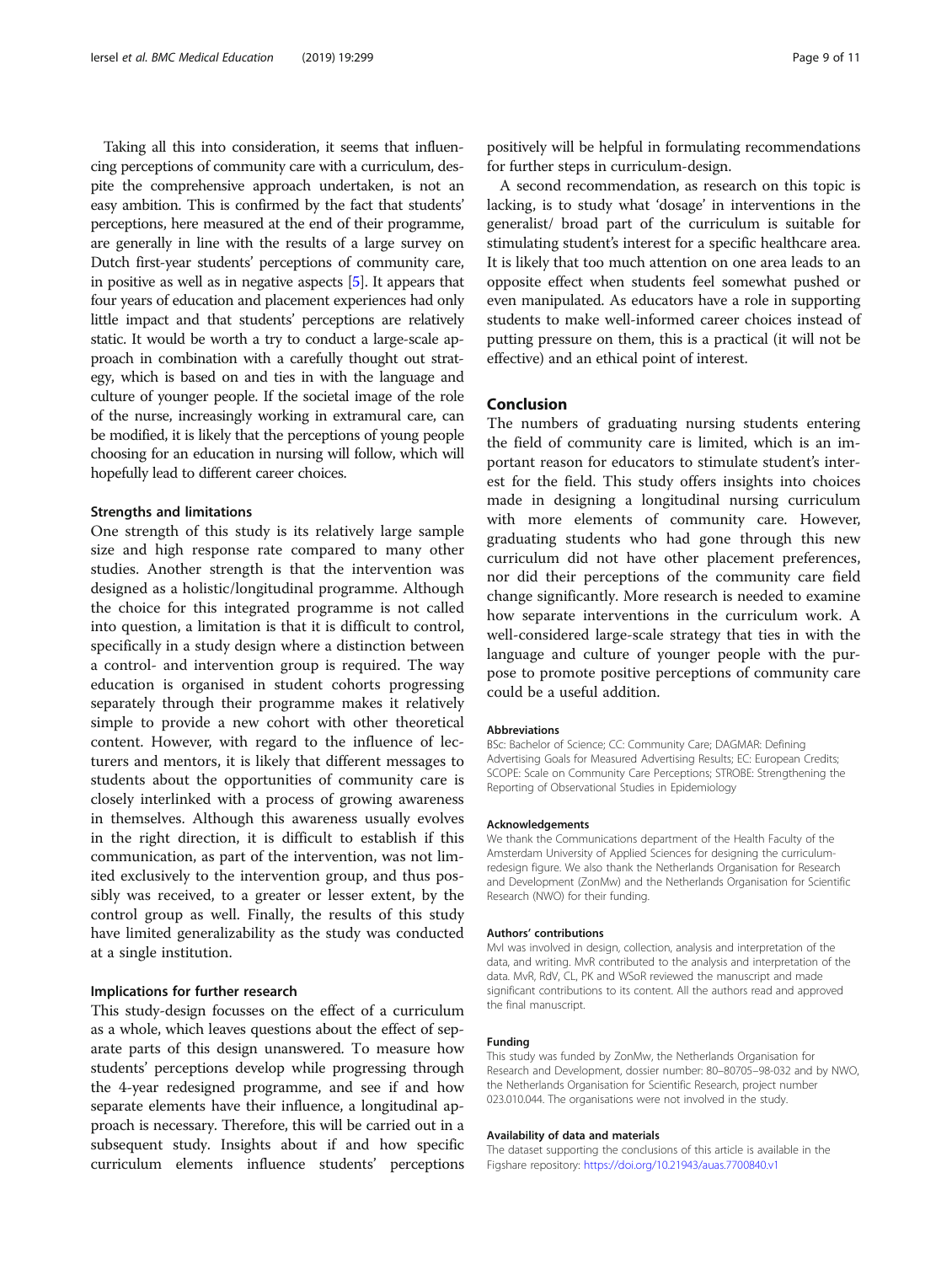Taking all this into consideration, it seems that influencing perceptions of community care with a curriculum, despite the comprehensive approach undertaken, is not an easy ambition. This is confirmed by the fact that students' perceptions, here measured at the end of their programme, are generally in line with the results of a large survey on Dutch first-year students' perceptions of community care, in positive as well as in negative aspects [5]. It appears that four years of education and placement experiences had only little impact and that students' perceptions are relatively static. It would be worth a try to conduct a large-scale approach in combination with a carefully thought out strategy, which is based on and ties in with the language and culture of younger people. If the societal image of the role of the nurse, increasingly working in extramural care, can be modified, it is likely that the perceptions of young people choosing for an education in nursing will follow, which will hopefully lead to different career choices.

### Strengths and limitations

One strength of this study is its relatively large sample size and high response rate compared to many other studies. Another strength is that the intervention was designed as a holistic/longitudinal programme. Although the choice for this integrated programme is not called into question, a limitation is that it is difficult to control, specifically in a study design where a distinction between a control- and intervention group is required. The way education is organised in student cohorts progressing separately through their programme makes it relatively simple to provide a new cohort with other theoretical content. However, with regard to the influence of lecturers and mentors, it is likely that different messages to students about the opportunities of community care is closely interlinked with a process of growing awareness in themselves. Although this awareness usually evolves in the right direction, it is difficult to establish if this communication, as part of the intervention, was not limited exclusively to the intervention group, and thus possibly was received, to a greater or lesser extent, by the control group as well. Finally, the results of this study have limited generalizability as the study was conducted at a single institution.

### Implications for further research

This study-design focusses on the effect of a curriculum as a whole, which leaves questions about the effect of separate parts of this design unanswered. To measure how students' perceptions develop while progressing through the 4-year redesigned programme, and see if and how separate elements have their influence, a longitudinal approach is necessary. Therefore, this will be carried out in a subsequent study. Insights about if and how specific curriculum elements influence students' perceptions positively will be helpful in formulating recommendations for further steps in curriculum-design.

A second recommendation, as research on this topic is lacking, is to study what 'dosage' in interventions in the generalist/ broad part of the curriculum is suitable for stimulating student's interest for a specific healthcare area. It is likely that too much attention on one area leads to an opposite effect when students feel somewhat pushed or even manipulated. As educators have a role in supporting students to make well-informed career choices instead of putting pressure on them, this is a practical (it will not be effective) and an ethical point of interest.

## Conclusion

The numbers of graduating nursing students entering the field of community care is limited, which is an important reason for educators to stimulate student's interest for the field. This study offers insights into choices made in designing a longitudinal nursing curriculum with more elements of community care. However, graduating students who had gone through this new curriculum did not have other placement preferences, nor did their perceptions of the community care field change significantly. More research is needed to examine how separate interventions in the curriculum work. A well-considered large-scale strategy that ties in with the language and culture of younger people with the purpose to promote positive perceptions of community care could be a useful addition.

#### Abbreviations

BSc: Bachelor of Science; CC: Community Care; DAGMAR: Defining Advertising Goals for Measured Advertising Results; EC: European Credits; SCOPE: Scale on Community Care Perceptions; STROBE: Strengthening the Reporting of Observational Studies in Epidemiology

#### Acknowledgements

We thank the Communications department of the Health Faculty of the Amsterdam University of Applied Sciences for designing the curriculum-redesign figure. We also thank the Netherlands Organisation for Research and Development (ZonMw) and the Netherlands Organisation for Scientific Research (NWO) for their funding.

#### Authors' contributions

MvI was involved in design, collection, analysis and interpretation of the data, and writing. MvR contributed to the analysis and interpretation of the data. MvR, RdV, CL, PK and WSoR reviewed the manuscript and made significant contributions to its content. All the authors read and approved the final manuscript.

#### Funding

This study was funded by ZonMw, the Netherlands Organisation for Research and Development, dossier number: 80–80705–98-032 and by NWO, the Netherlands Organisation for Scientific Research, project number 023.010.044. The organisations were not involved in the study.

#### Availability of data and materials

The dataset supporting the conclusions of this article is available in the Figshare repository: https://doi.org/10.21943/auas.7700840.v1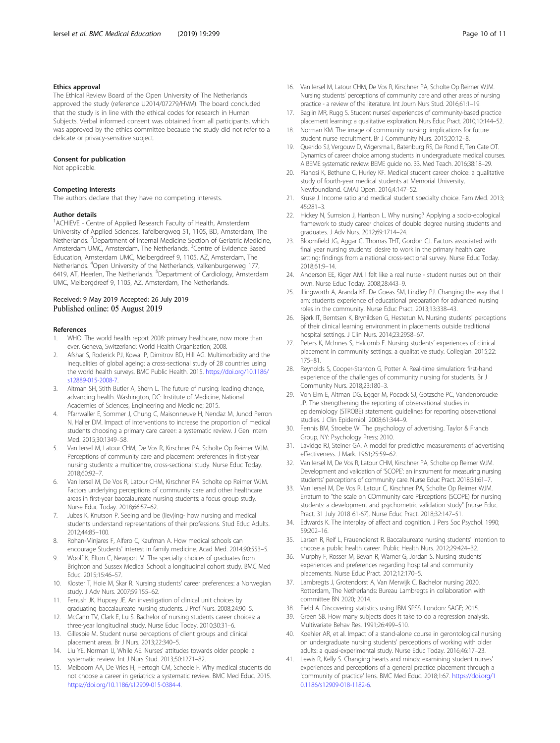### Ethics approval

The Ethical Review Board of the Open University of The Netherlands approved the study (reference U2014/07279/HVM). The board concluded that the study is in line with the ethical codes for research in Human Subjects. Verbal informed consent was obtained from all participants, which was approved by the ethics committee because the study did not refer to a delicate or privacy-sensitive subject.

### Consent for publication

Not applicable.

### Competing interests

The authors declare that they have no competing interests.

### Author details

[1]ACHIEVE - Centre of Applied Research Faculty of Health, Amsterdam University of Applied Sciences, Tafelbergweg 51, 1105, BD, Amsterdam, The Netherlands. [2]Department of Internal Medicine Section of Geriatric Medicine, Amsterdam UMC, Amsterdam, The Netherlands. [3]Centre of Evidence Based Education, Amsterdam UMC, Meibergdreef 9, 1105, AZ, Amsterdam, The Netherlands. [4]Open University of the Netherlands, Valkenburgerweg 177, 6419, AT, Heerlen, The Netherlands. [5]Department of Cardiology, Amsterdam UMC, Meibergdreef 9, 1105, AZ, Amsterdam, The Netherlands.

Received: 9 May 2019 Accepted: 26 July 2019
Published online: 05 August 2019

### References

1. WHO. The world health report 2008: primary healthcare, now more than ever. Geneva, Switzerland: World Health Organisation; 2008.
2. Afshar S, Roderick PJ, Kowal P, Dimitrov BD, Hill AG. Multimorbidity and the inequalities of global ageing: a cross-sectional study of 28 countries using the world health surveys. BMC Public Health. 2015. https://doi.org/10.1186/s12889-015-2008-7.
3. Altman SH, Stith Butler A, Shern L. The future of nursing: leading change, advancing health. Washington, DC: Institute of Medicine, National Academies of Sciences, Engineering and Medicine; 2015.
4. Pfarrwaller E, Sommer J, Chung C, Maisonneuve H, Nendaz M, Junod Perron N, Haller DM. Impact of interventions to increase the proportion of medical students choosing a primary care career: a systematic review. J Gen Intern Med. 2015;30:1349–58.
5. Van Iersel M, Latour CHM, De Vos R, Kirschner PA, Scholte Op Reimer WJM. Perceptions of community care and placement preferences in first-year nursing students: a multicentre, cross-sectional study. Nurse Educ Today. 2018;60:92–7.
6. Van Iersel M, De Vos R, Latour CHM, Kirschner PA. Scholte op Reimer WJM. Factors underlying perceptions of community care and other healthcare areas in first-year baccalaureate nursing students: a focus group study. Nurse Educ Today. 2018;66:57–62.
7. Jubas K, Knutson P. Seeing and be (liev)ing- how nursing and medical students understand representations of their professions. Stud Educ Adults. 2012;44:85–100.
8. Rohan-Minjares F, Alfero C, Kaufman A. How medical schools can encourage Students' interest in family medicine. Acad Med. 2014;90:553–5.
9. Woolf K, Elton C, Newport M. The specialty choices of graduates from Brighton and Sussex Medical School: a longitudinal cohort study. BMC Med Educ. 2015;15:46–57.
10. Kloster T, Hoie M, Skar R. Nursing students' career preferences: a Norwegian study. J Adv Nurs. 2007;59:155–62.
11. Fenush JK, Hupcey JE. An investigation of clinical unit choices by graduating baccalaureate nursing students. J Prof Nurs. 2008;24:90–5.
12. McCann TV, Clark E, Lu S. Bachelor of nursing students career choices: a three-year longitudinal study. Nurse Educ Today. 2010;30:31–6.
13. Gillespie M. Student nurse perceptions of client groups and clinical placement areas. Br J Nurs. 2013;22:340–5.
14. Liu YE, Norman IJ, While AE. Nurses' attitudes towards older people: a systematic review. Int J Nurs Stud. 2013;50:1271–82.
15. Meiboom AA, De Vries H, Hertogh CM, Scheele F. Why medical students do not choose a career in geriatrics: a systematic review. BMC Med Educ. 2015. https://doi.org/10.1186/s12909-015-0384-4.
16. Van Iersel M, Latour CHM, De Vos R, Kirschner PA, Scholte Op Reimer WJM. Nursing students' perceptions of community care and other areas of nursing practice - a review of the literature. Int Journ Nurs Stud. 2016;61:1–19.
17. Baglin MR, Rugg S. Student nurses' experiences of community-based practice placement learning: a qualitative exploration. Nurs Educ Pract. 2010;10:144–52.
18. Norman KM. The image of community nursing: implications for future student nurse recruitment. Br J Community Nurs. 2015;20:12–8.
19. Querido SJ, Vergouw D, Wigersma L, Batenburg RS, De Rond E, Ten Cate OT. Dynamics of career choice among students in undergraduate medical courses. A BEME systematic review: BEME guide no. 33. Med Teach. 2016;38:18–29.
20. Pianosi K, Bethune C, Hurley KF. Medical student career choice: a qualitative study of fourth-year medical students at Memorial University, Newfoundland. CMAJ Open. 2016;4:147–52.
21. Kruse J. Income ratio and medical student specialty choice. Fam Med. 2013; 45:281–3.
22. Hickey N, Sumsion J, Harrison L. Why nursing? Applying a socio-ecological framework to study career choices of double degree nursing students and graduates. J Adv Nurs. 2012;69:1714–24.
23. Bloomfield JG, Aggar C, Thomas THT, Gordon CJ. Factors associated with final year nursing students' desire to work in the primary health care setting: findings from a national cross-sectional survey. Nurse Educ Today. 2018;61:9–14.
24. Anderson EE, Kiger AM. I felt like a real nurse - student nurses out on their own. Nurse Educ Today. 2008;28:443–9.
25. Illingworth A, Aranda KF, De Goeas SM, Lindley PJ. Changing the way that I am: students experience of educational preparation for advanced nursing roles in the community. Nurse Educ Pract. 2013;13:338–43.
26. Bjørk IT, Berntsen K, Brynildsen G, Hestetun M. Nursing students' perceptions of their clinical learning environment in placements outside traditional hospital settings. J Clin Nurs. 2014;23:2958–67.
27. Peters K, McInnes S, Halcomb E. Nursing students' experiences of clinical placement in community settings: a qualitative study. Collegian. 2015;22: 175–81.
28. Reynolds S, Cooper-Stanton G, Potter A. Real-time simulation: first-hand experience of the challenges of community nursing for students. Br J Community Nurs. 2018;23:180–3.
29. Von Elm E, Altman DG, Egger M, Pocock SJ, Gotzsche PC, Vandenbroucke JP. The strengthening the reporting of observational studies in epidemiology (STROBE) statement: guidelines for reporting observational studies. J Clin Epidemiol. 2008;61:344–9.
30. Fennis BM, Stroebe W. The psychology of advertising. Taylor & Francis Group, NY: Psychology Press; 2010.
31. Lavidge RJ, Steiner GA. A model for predictive measurements of advertising effectiveness. J Mark. 1961;25:59–62.
32. Van Iersel M, De Vos R, Latour CHM, Kirschner PA, Scholte op Reimer WJM. Development and validation of 'SCOPE': an instrument for measuring nursing students' perceptions of community care. Nurse Educ Pract. 2018;31:61–7.
33. Van Iersel M, De Vos R, Latour C, Kirschner PA, Scholte Op Reimer WJM. Erratum to "the scale on COmmunity care PErceptions (SCOPE) for nursing students: a development and psychometric validation study" [nurse Educ. Pract. 31 July 2018 61-67]. Nurse Educ Pract. 2018;32:147–51.
34. Edwards K. The interplay of affect and cognition. J Pers Soc Psychol. 1990; 59:202–16.
35. Larsen R, Reif L, Frauendienst R. Baccalaureate nursing students' intention to choose a public health career. Public Health Nurs. 2012;29:424–32.
36. Murphy F, Rosser M, Bevan R, Warner G, Jordan S. Nursing students' experiences and preferences regarding hospital and community placements. Nurse Educ Pract. 2012;12:170–5.
37. Lambregts J, Grotendorst A, Van Merwijk C. Bachelor nursing 2020. Rotterdam, The Netherlands: Bureau Lambregts in collaboration with committee BN 2020; 2014.
38. Field A. Discovering statistics using IBM SPSS. London: SAGE; 2015.
39. Green SB. How many subjects does it take to do a regression analysis. Multivariate Behav Res. 1991;26:499–510.
40. Koehler AR, et al. Impact of a stand-alone course in gerontological nursing on undergraduate nursing students' perceptions of working with older adults: a quasi-experimental study. Nurse Educ Today. 2016;46:17–23.
41. Lewis R, Kelly S. Changing hearts and minds: examining student nurses' experiences and perceptions of a general practice placement through a 'community of practice' lens. BMC Med Educ. 2018;1:67. https://doi.org/10.1186/s12909-018-1182-6.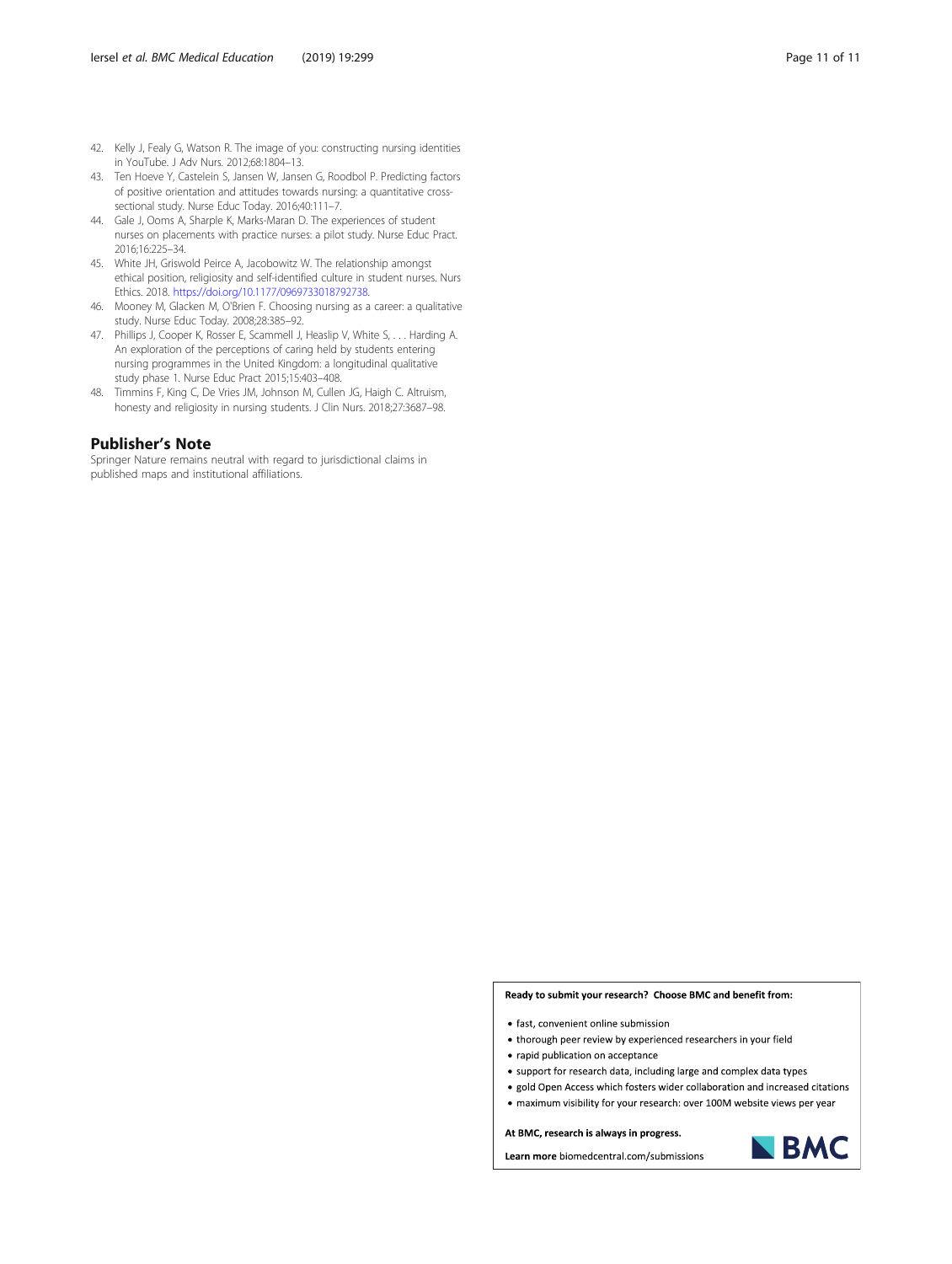42. Kelly J, Fealy G, Watson R. The image of you: constructing nursing identities in YouTube. J Adv Nurs. 2012;68:1804–13.
43. Ten Hoeve Y, Castelein S, Jansen W, Jansen G, Roodbol P. Predicting factors of positive orientation and attitudes towards nursing: a quantitative cross-sectional study. Nurse Educ Today. 2016;40:111–7.
44. Gale J, Ooms A, Sharple K, Marks-Maran D. The experiences of student nurses on placements with practice nurses: a pilot study. Nurse Educ Pract. 2016;16:225–34.
45. White JH, Griswold Peirce A, Jacobowitz W. The relationship amongst ethical position, religiosity and self-identified culture in student nurses. Nurs Ethics. 2018. https://doi.org/10.1177/0969733018792738.
46. Mooney M, Glacken M, O'Brien F. Choosing nursing as a career: a qualitative study. Nurse Educ Today. 2008;28:385–92.
47. Phillips J, Cooper K, Rosser E, Scammell J, Heaslip V, White S, . . . Harding A. An exploration of the perceptions of caring held by students entering nursing programmes in the United Kingdom: a longitudinal qualitative study phase 1. Nurse Educ Pract 2015;15:403–408.
48. Timmins F, King C, De Vries JM, Johnson M, Cullen JG, Haigh C. Altruism, honesty and religiosity in nursing students. J Clin Nurs. 2018;27:3687–98.

## Publisher's Note

Springer Nature remains neutral with regard to jurisdictional claims in published maps and institutional affiliations.

**Ready to submit your research? Choose BMC and benefit from:**

- fast, convenient online submission
- thorough peer review by experienced researchers in your field
- rapid publication on acceptance
- support for research data, including large and complex data types
- gold Open Access which fosters wider collaboration and increased citations
- maximum visibility for your research: over 100M website views per year

**At BMC, research is always in progress.**

**Learn more** biomedcentral.com/submissions

BMC